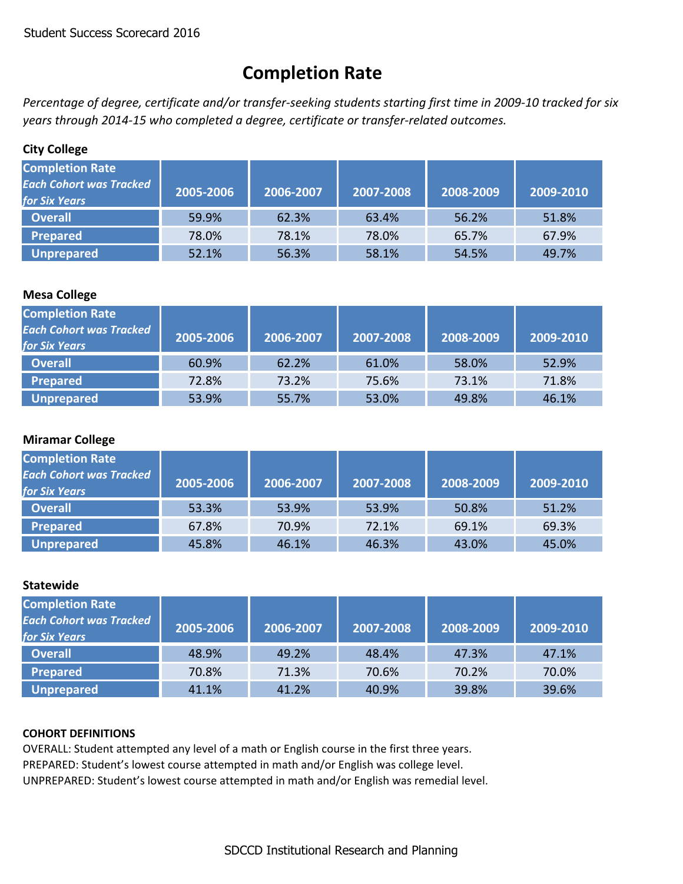Student Success Scorecard 2016

# Completion Rate

*Percentage of degree, certificate and/or transfer-seeking students starting first time in 2009-10 tracked for six years through 2014-15 who completed a degree, certificate or transfer-related outcomes.*

### City College

| Completion Rate *Each Cohort was Tracked for Six Years* | 2005-2006 | 2006-2007 | 2007-2008 | 2008-2009 | 2009-2010 |
|---|---|---|---|---|---|
| Overall | 59.9% | 62.3% | 63.4% | 56.2% | 51.8% |
| Prepared | 78.0% | 78.1% | 78.0% | 65.7% | 67.9% |
| Unprepared | 52.1% | 56.3% | 58.1% | 54.5% | 49.7% |

### Mesa College

| Completion Rate *Each Cohort was Tracked for Six Years* | 2005-2006 | 2006-2007 | 2007-2008 | 2008-2009 | 2009-2010 |
|---|---|---|---|---|---|
| Overall | 60.9% | 62.2% | 61.0% | 58.0% | 52.9% |
| Prepared | 72.8% | 73.2% | 75.6% | 73.1% | 71.8% |
| Unprepared | 53.9% | 55.7% | 53.0% | 49.8% | 46.1% |

### Miramar College

| Completion Rate *Each Cohort was Tracked for Six Years* | 2005-2006 | 2006-2007 | 2007-2008 | 2008-2009 | 2009-2010 |
|---|---|---|---|---|---|
| Overall | 53.3% | 53.9% | 53.9% | 50.8% | 51.2% |
| Prepared | 67.8% | 70.9% | 72.1% | 69.1% | 69.3% |
| Unprepared | 45.8% | 46.1% | 46.3% | 43.0% | 45.0% |

### Statewide

| Completion Rate *Each Cohort was Tracked for Six Years* | 2005-2006 | 2006-2007 | 2007-2008 | 2008-2009 | 2009-2010 |
|---|---|---|---|---|---|
| Overall | 48.9% | 49.2% | 48.4% | 47.3% | 47.1% |
| Prepared | 70.8% | 71.3% | 70.6% | 70.2% | 70.0% |
| Unprepared | 41.1% | 41.2% | 40.9% | 39.8% | 39.6% |

**COHORT DEFINITIONS**

OVERALL: Student attempted any level of a math or English course in the first three years.
PREPARED: Student's lowest course attempted in math and/or English was college level.
UNPREPARED: Student's lowest course attempted in math and/or English was remedial level.

SDCCD Institutional Research and Planning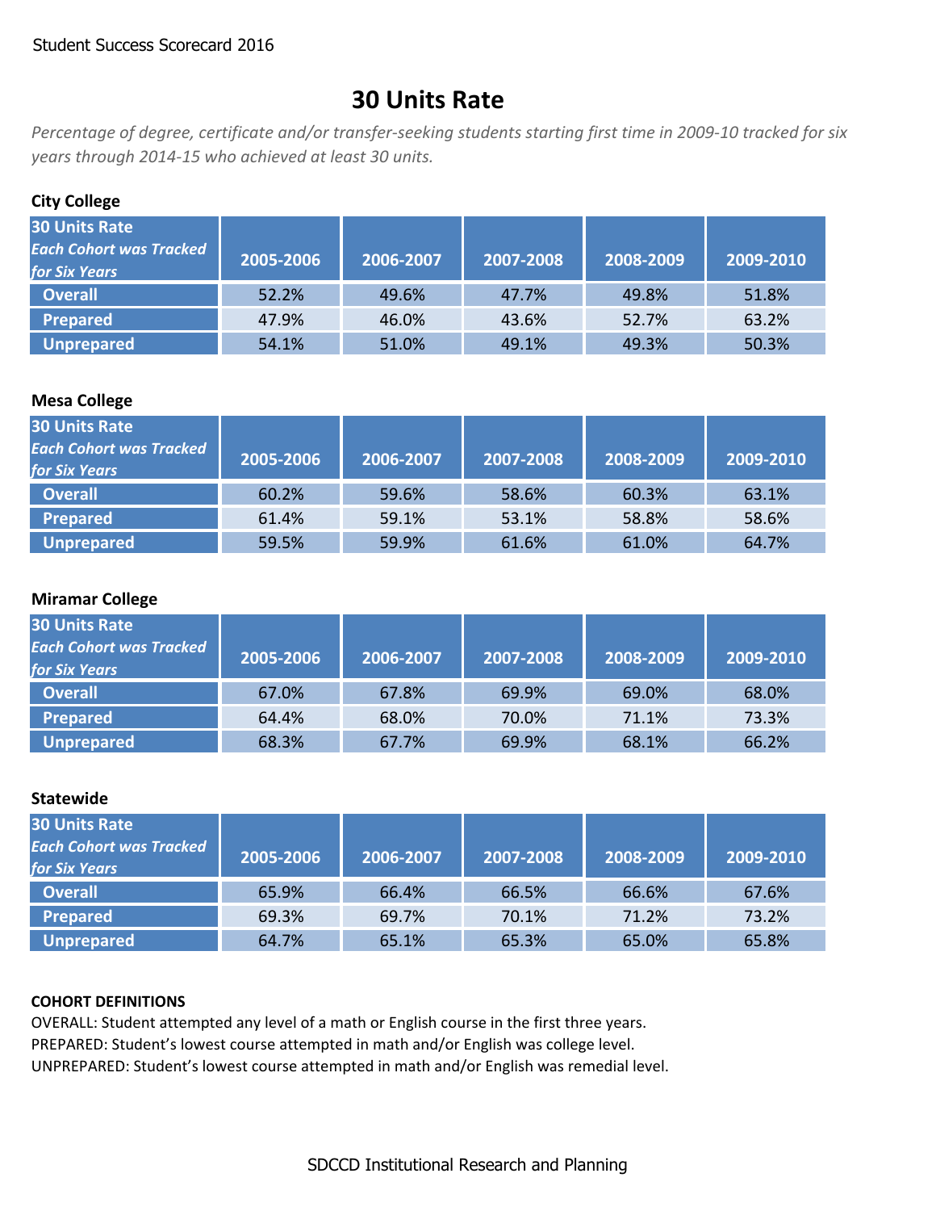# 30 Units Rate

*Percentage of degree, certificate and/or transfer-seeking students starting first time in 2009-10 tracked for six years through 2014-15 who achieved at least 30 units.*

**City College**

| 30 Units Rate *Each Cohort was Tracked for Six Years* | 2005-2006 | 2006-2007 | 2007-2008 | 2008-2009 | 2009-2010 |
|---|---|---|---|---|---|
| Overall | 52.2% | 49.6% | 47.7% | 49.8% | 51.8% |
| Prepared | 47.9% | 46.0% | 43.6% | 52.7% | 63.2% |
| Unprepared | 54.1% | 51.0% | 49.1% | 49.3% | 50.3% |

**Mesa College**

| 30 Units Rate *Each Cohort was Tracked for Six Years* | 2005-2006 | 2006-2007 | 2007-2008 | 2008-2009 | 2009-2010 |
|---|---|---|---|---|---|
| Overall | 60.2% | 59.6% | 58.6% | 60.3% | 63.1% |
| Prepared | 61.4% | 59.1% | 53.1% | 58.8% | 58.6% |
| Unprepared | 59.5% | 59.9% | 61.6% | 61.0% | 64.7% |

**Miramar College**

| 30 Units Rate *Each Cohort was Tracked for Six Years* | 2005-2006 | 2006-2007 | 2007-2008 | 2008-2009 | 2009-2010 |
|---|---|---|---|---|---|
| Overall | 67.0% | 67.8% | 69.9% | 69.0% | 68.0% |
| Prepared | 64.4% | 68.0% | 70.0% | 71.1% | 73.3% |
| Unprepared | 68.3% | 67.7% | 69.9% | 68.1% | 66.2% |

**Statewide**

| 30 Units Rate *Each Cohort was Tracked for Six Years* | 2005-2006 | 2006-2007 | 2007-2008 | 2008-2009 | 2009-2010 |
|---|---|---|---|---|---|
| Overall | 65.9% | 66.4% | 66.5% | 66.6% | 67.6% |
| Prepared | 69.3% | 69.7% | 70.1% | 71.2% | 73.2% |
| Unprepared | 64.7% | 65.1% | 65.3% | 65.0% | 65.8% |

**COHORT DEFINITIONS**

OVERALL: Student attempted any level of a math or English course in the first three years.
PREPARED: Student's lowest course attempted in math and/or English was college level.
UNPREPARED: Student's lowest course attempted in math and/or English was remedial level.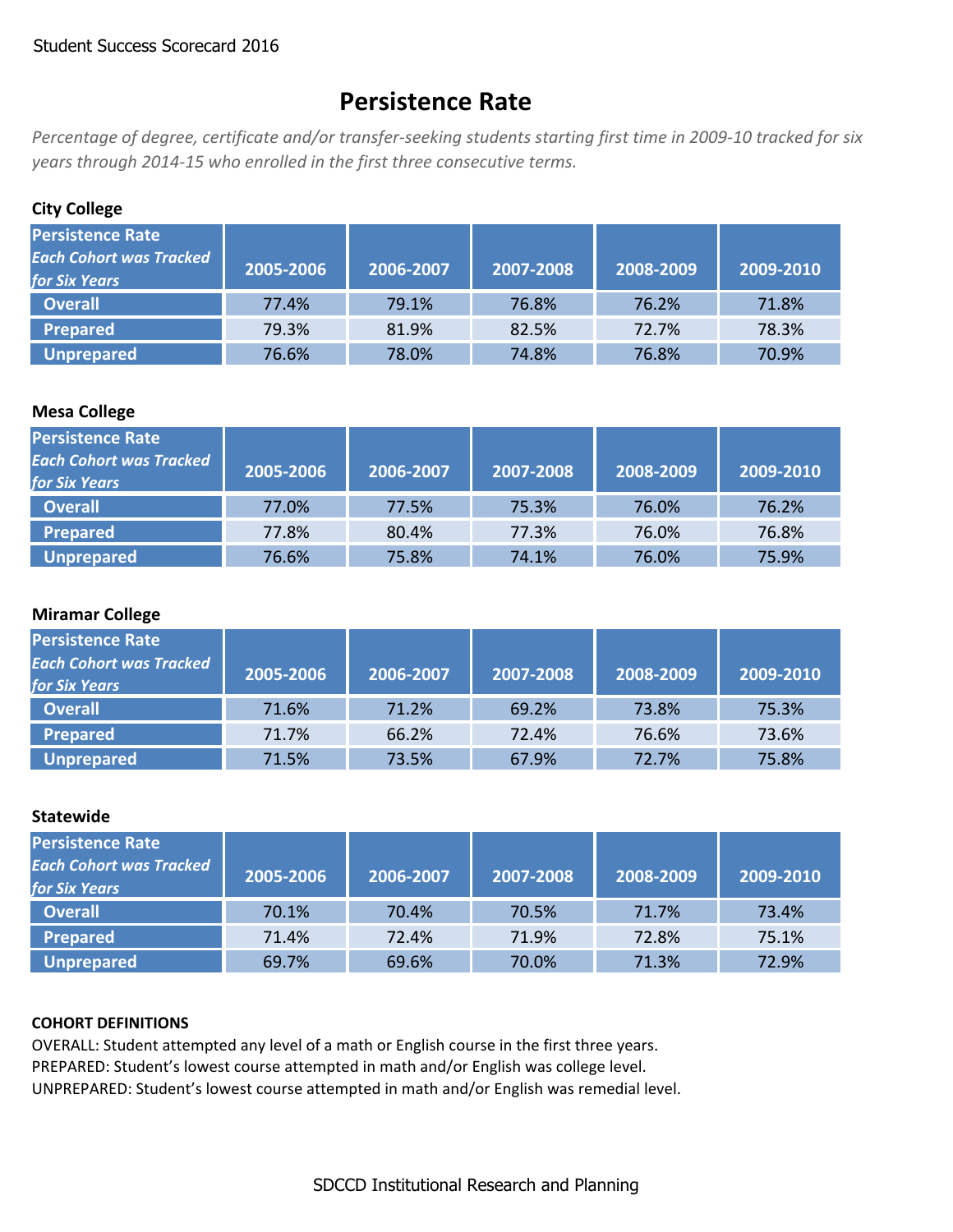# Persistence Rate

*Percentage of degree, certificate and/or transfer-seeking students starting first time in 2009-10 tracked for six years through 2014-15 who enrolled in the first three consecutive terms.*

**City College**

| Persistence Rate *Each Cohort was Tracked for Six Years* | 2005-2006 | 2006-2007 | 2007-2008 | 2008-2009 | 2009-2010 |
|---|---|---|---|---|---|
| Overall | 77.4% | 79.1% | 76.8% | 76.2% | 71.8% |
| Prepared | 79.3% | 81.9% | 82.5% | 72.7% | 78.3% |
| Unprepared | 76.6% | 78.0% | 74.8% | 76.8% | 70.9% |

**Mesa College**

| Persistence Rate *Each Cohort was Tracked for Six Years* | 2005-2006 | 2006-2007 | 2007-2008 | 2008-2009 | 2009-2010 |
|---|---|---|---|---|---|
| Overall | 77.0% | 77.5% | 75.3% | 76.0% | 76.2% |
| Prepared | 77.8% | 80.4% | 77.3% | 76.0% | 76.8% |
| Unprepared | 76.6% | 75.8% | 74.1% | 76.0% | 75.9% |

**Miramar College**

| Persistence Rate *Each Cohort was Tracked for Six Years* | 2005-2006 | 2006-2007 | 2007-2008 | 2008-2009 | 2009-2010 |
|---|---|---|---|---|---|
| Overall | 71.6% | 71.2% | 69.2% | 73.8% | 75.3% |
| Prepared | 71.7% | 66.2% | 72.4% | 76.6% | 73.6% |
| Unprepared | 71.5% | 73.5% | 67.9% | 72.7% | 75.8% |

**Statewide**

| Persistence Rate *Each Cohort was Tracked for Six Years* | 2005-2006 | 2006-2007 | 2007-2008 | 2008-2009 | 2009-2010 |
|---|---|---|---|---|---|
| Overall | 70.1% | 70.4% | 70.5% | 71.7% | 73.4% |
| Prepared | 71.4% | 72.4% | 71.9% | 72.8% | 75.1% |
| Unprepared | 69.7% | 69.6% | 70.0% | 71.3% | 72.9% |

**COHORT DEFINITIONS**

OVERALL: Student attempted any level of a math or English course in the first three years.
PREPARED: Student's lowest course attempted in math and/or English was college level.
UNPREPARED: Student's lowest course attempted in math and/or English was remedial level.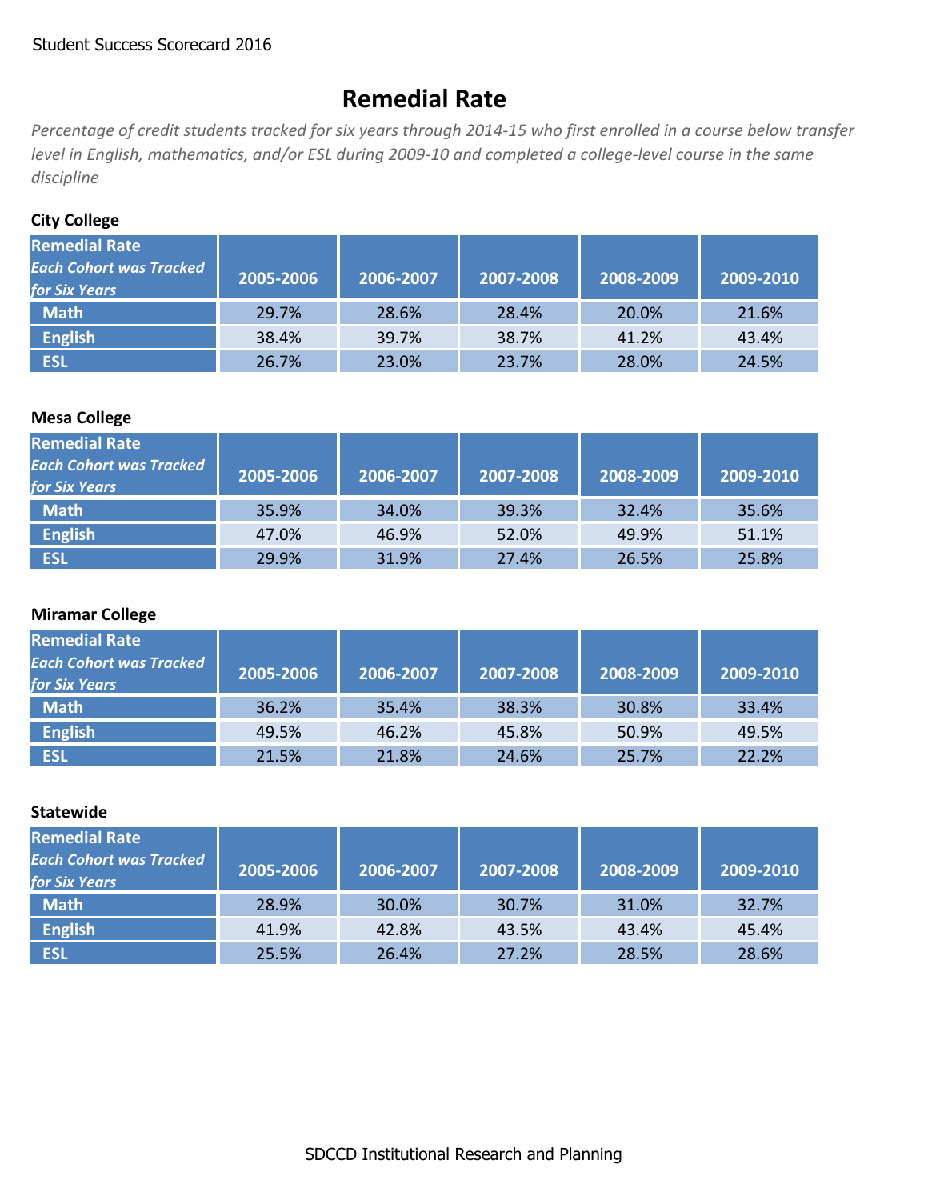# Remedial Rate

*Percentage of credit students tracked for six years through 2014-15 who first enrolled in a course below transfer level in English, mathematics, and/or ESL during 2009-10 and completed a college-level course in the same discipline*

**City College**

| **Remedial Rate** *Each Cohort was Tracked for Six Years* | 2005-2006 | 2006-2007 | 2007-2008 | 2008-2009 | 2009-2010 |
|---|---|---|---|---|---|
| Math | 29.7% | 28.6% | 28.4% | 20.0% | 21.6% |
| English | 38.4% | 39.7% | 38.7% | 41.2% | 43.4% |
| ESL | 26.7% | 23.0% | 23.7% | 28.0% | 24.5% |

**Mesa College**

| **Remedial Rate** *Each Cohort was Tracked for Six Years* | 2005-2006 | 2006-2007 | 2007-2008 | 2008-2009 | 2009-2010 |
|---|---|---|---|---|---|
| Math | 35.9% | 34.0% | 39.3% | 32.4% | 35.6% |
| English | 47.0% | 46.9% | 52.0% | 49.9% | 51.1% |
| ESL | 29.9% | 31.9% | 27.4% | 26.5% | 25.8% |

**Miramar College**

| **Remedial Rate** *Each Cohort was Tracked for Six Years* | 2005-2006 | 2006-2007 | 2007-2008 | 2008-2009 | 2009-2010 |
|---|---|---|---|---|---|
| Math | 36.2% | 35.4% | 38.3% | 30.8% | 33.4% |
| English | 49.5% | 46.2% | 45.8% | 50.9% | 49.5% |
| ESL | 21.5% | 21.8% | 24.6% | 25.7% | 22.2% |

**Statewide**

| **Remedial Rate** *Each Cohort was Tracked for Six Years* | 2005-2006 | 2006-2007 | 2007-2008 | 2008-2009 | 2009-2010 |
|---|---|---|---|---|---|
| Math | 28.9% | 30.0% | 30.7% | 31.0% | 32.7% |
| English | 41.9% | 42.8% | 43.5% | 43.4% | 45.4% |
| ESL | 25.5% | 26.4% | 27.2% | 28.5% | 28.6% |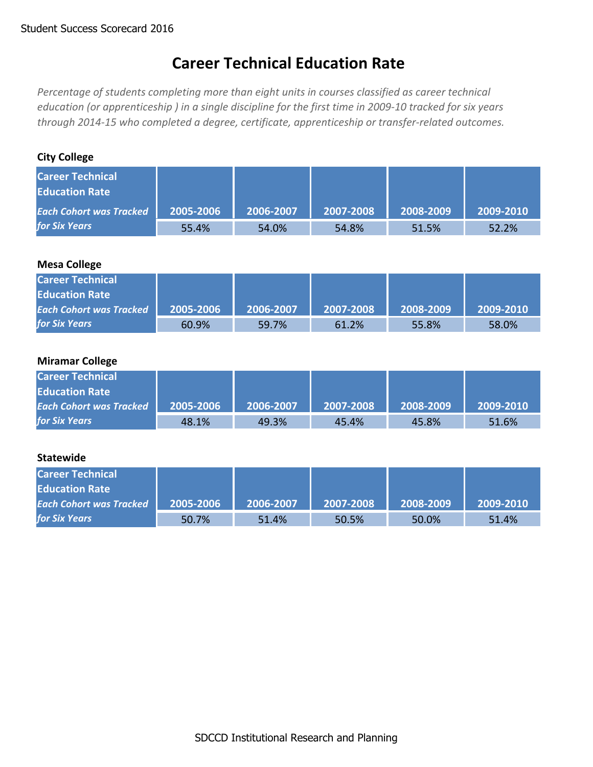# Career Technical Education Rate

*Percentage of students completing more than eight units in courses classified as career technical education (or apprenticeship ) in a single discipline for the first time in 2009-10 tracked for six years through 2014-15 who completed a degree, certificate, apprenticeship or transfer-related outcomes.*

### City College

| Career Technical Education Rate *Each Cohort was Tracked for Six Years* | 2005-2006 | 2006-2007 | 2007-2008 | 2008-2009 | 2009-2010 |
|---|---|---|---|---|---|
| | 55.4% | 54.0% | 54.8% | 51.5% | 52.2% |

### Mesa College

| Career Technical Education Rate *Each Cohort was Tracked for Six Years* | 2005-2006 | 2006-2007 | 2007-2008 | 2008-2009 | 2009-2010 |
|---|---|---|---|---|---|
| | 60.9% | 59.7% | 61.2% | 55.8% | 58.0% |

### Miramar College

| Career Technical Education Rate *Each Cohort was Tracked for Six Years* | 2005-2006 | 2006-2007 | 2007-2008 | 2008-2009 | 2009-2010 |
|---|---|---|---|---|---|
| | 48.1% | 49.3% | 45.4% | 45.8% | 51.6% |

### Statewide

| Career Technical Education Rate *Each Cohort was Tracked for Six Years* | 2005-2006 | 2006-2007 | 2007-2008 | 2008-2009 | 2009-2010 |
|---|---|---|---|---|---|
| | 50.7% | 51.4% | 50.5% | 50.0% | 51.4% |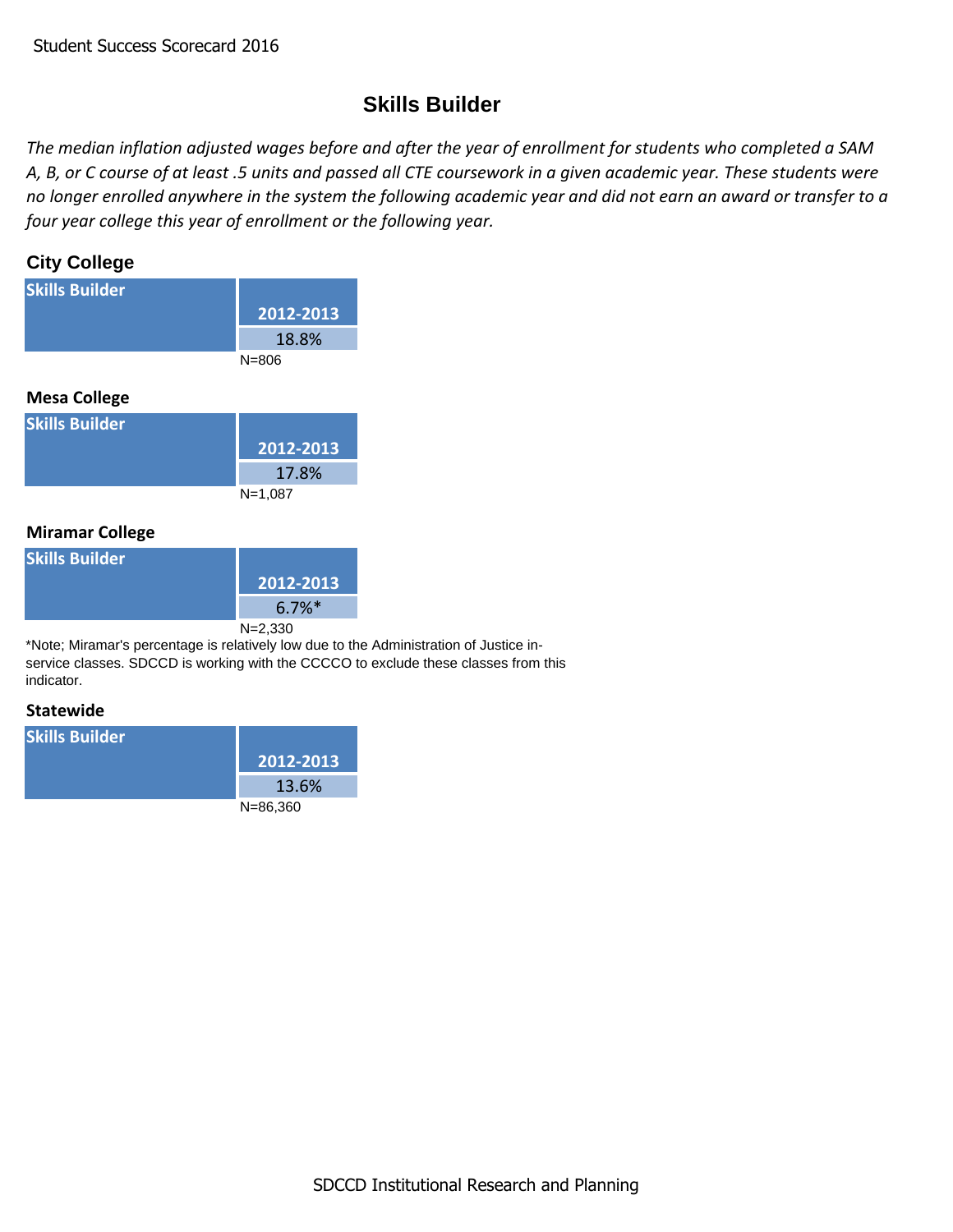## Skills Builder

*The median inflation adjusted wages before and after the year of enrollment for students who completed a SAM A, B, or C course of at least .5 units and passed all CTE coursework in a given academic year. These students were no longer enrolled anywhere in the system the following academic year and did not earn an award or transfer to a four year college this year of enrollment or the following year.*

### City College

| Skills Builder | 2012-2013 |
|---|---|
| | 18.8% |
| | N=806 |

### Mesa College

| Skills Builder | 2012-2013 |
|---|---|
| | 17.8% |
| | N=1,087 |

### Miramar College

| Skills Builder | 2012-2013 |
|---|---|
| | 6.7%* |
| | N=2,330 |

*Note; Miramar's percentage is relatively low due to the Administration of Justice in-service classes. SDCCD is working with the CCCCO to exclude these classes from this indicator.

### Statewide

| Skills Builder | 2012-2013 |
|---|---|
| | 13.6% |
| | N=86,360 |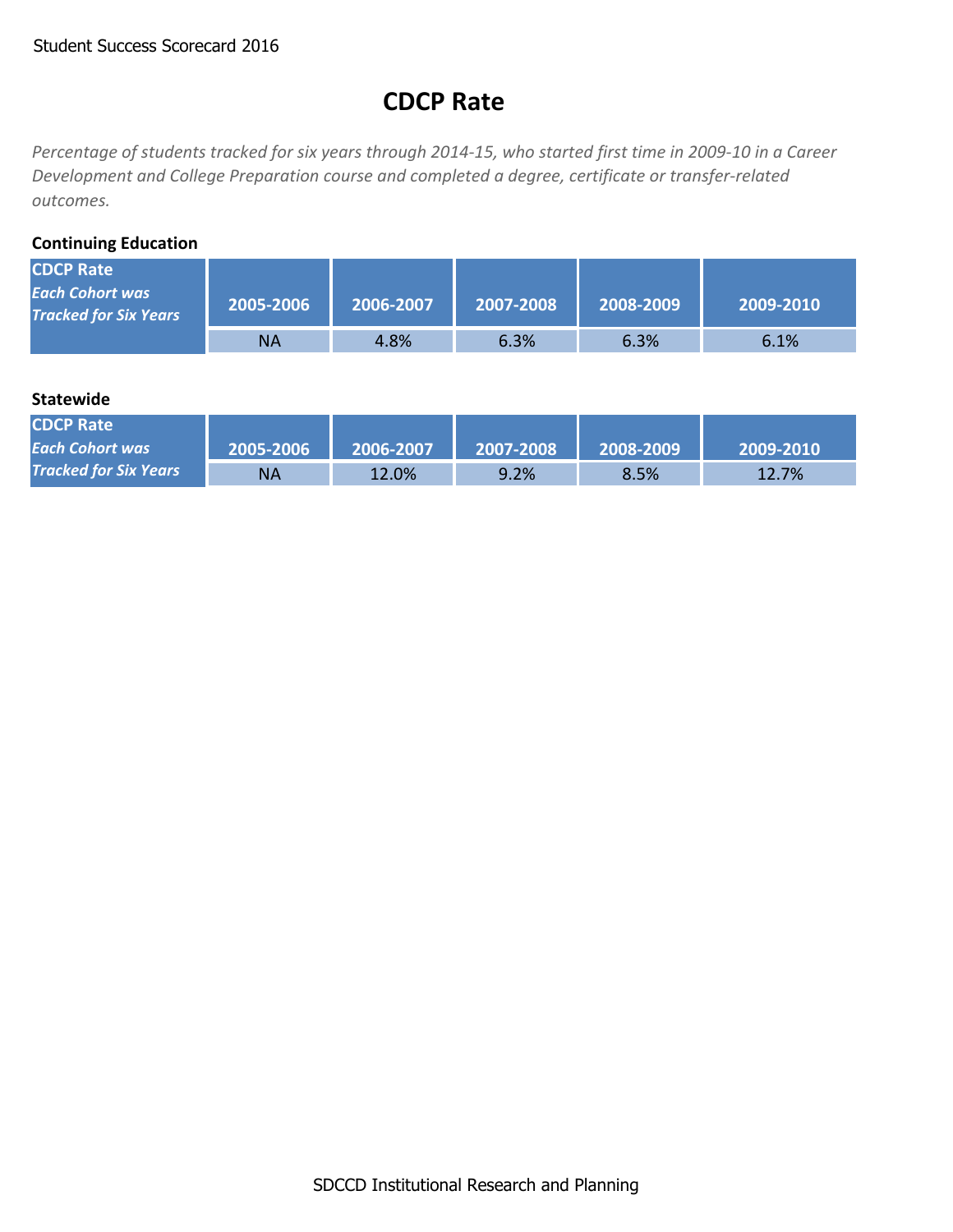# CDCP Rate

*Percentage of students tracked for six years through 2014-15, who started first time in 2009-10 in a Career Development and College Preparation course and completed a degree, certificate or transfer-related outcomes.*

**Continuing Education**

| CDCP Rate *Each Cohort was Tracked for Six Years* | 2005-2006 | 2006-2007 | 2007-2008 | 2008-2009 | 2009-2010 |
|---|---|---|---|---|---|
| | NA | 4.8% | 6.3% | 6.3% | 6.1% |

**Statewide**

| CDCP Rate *Each Cohort was Tracked for Six Years* | 2005-2006 | 2006-2007 | 2007-2008 | 2008-2009 | 2009-2010 |
|---|---|---|---|---|---|
| | NA | 12.0% | 9.2% | 8.5% | 12.7% |